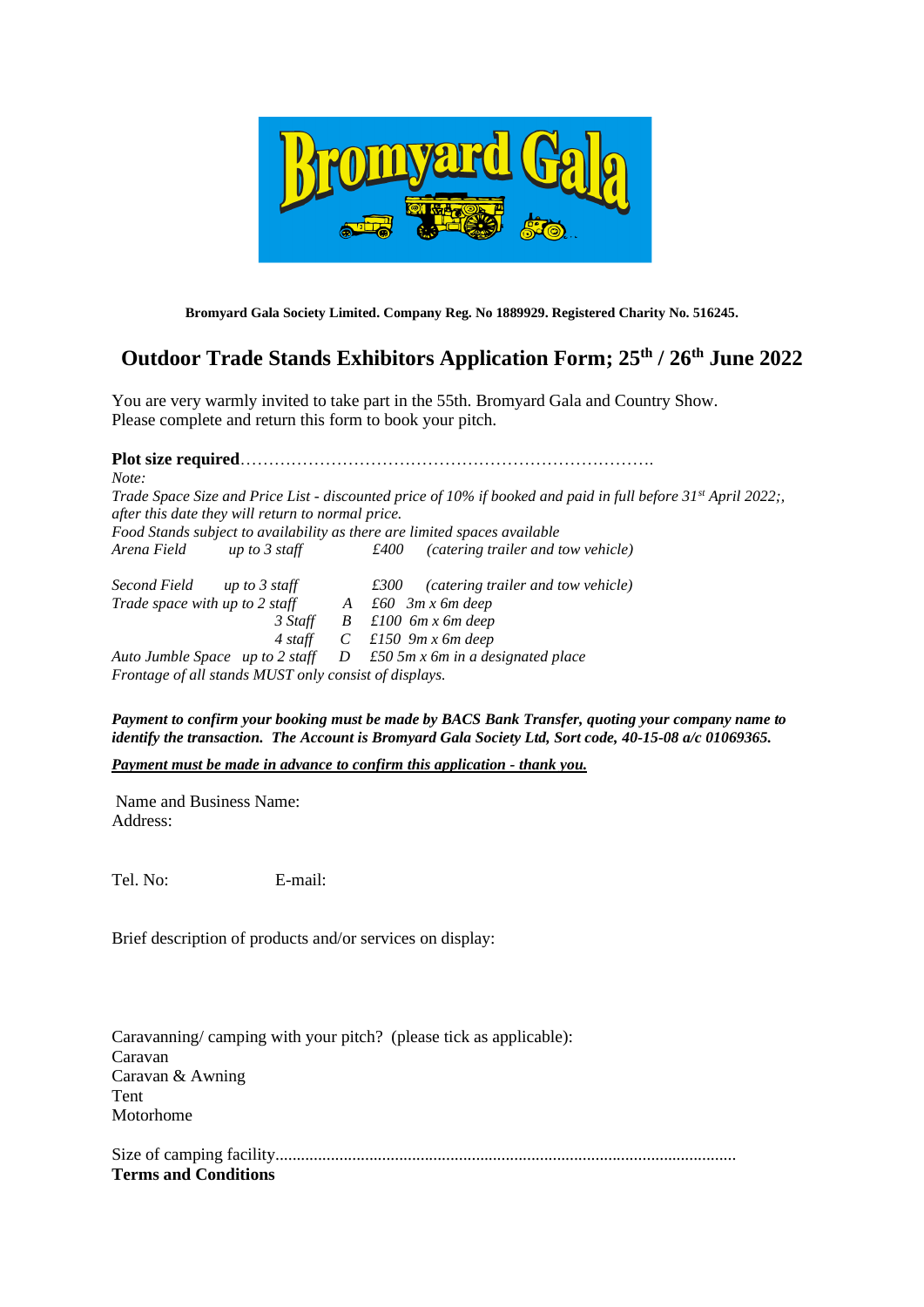**Bromyard Gala Society Limited. Company Reg. No 1889929. Registered Charity No. 516245.**

# Outdoor Trade Stands Exhibitors Application Form; 25th / 26th June 2022

You are very warmly invited to take part in the 55th. Bromyard Gala and Country Show.
Please complete and return this form to book your pitch.

**Plot size required**……………………………………………………………….

*Note:*

*Trade Space Size and Price List - discounted price of 10% if booked and paid in full before 31st April 2022;, after this date they will return to normal price.*

*Food Stands subject to availability as there are limited spaces available*

*Arena Field up to 3 staff £400 (catering trailer and tow vehicle)*

*Second Field up to 3 staff £300 (catering trailer and tow vehicle)*

*Trade space with up to 2 staff A £60 3m x 6m deep*

*3 Staff B £100 6m x 6m deep*

*4 staff C £150 9m x 6m deep*

*Auto Jumble Space up to 2 staff D £50 5m x 6m in a designated place*

*Frontage of all stands MUST only consist of displays.*

***Payment to confirm your booking must be made by BACS Bank Transfer, quoting your company name to identify the transaction. The Account is Bromyard Gala Society Ltd, Sort code, 40-15-08 a/c 01069365.***

***<u>Payment must be made in advance to confirm this application - thank you.</u>***

Name and Business Name:
Address:

Tel. No: E-mail:

Brief description of products and/or services on display:

Caravanning/ camping with your pitch? (please tick as applicable):
Caravan
Caravan & Awning
Tent
Motorhome

Size of camping facility..........................................................................................................

**Terms and Conditions**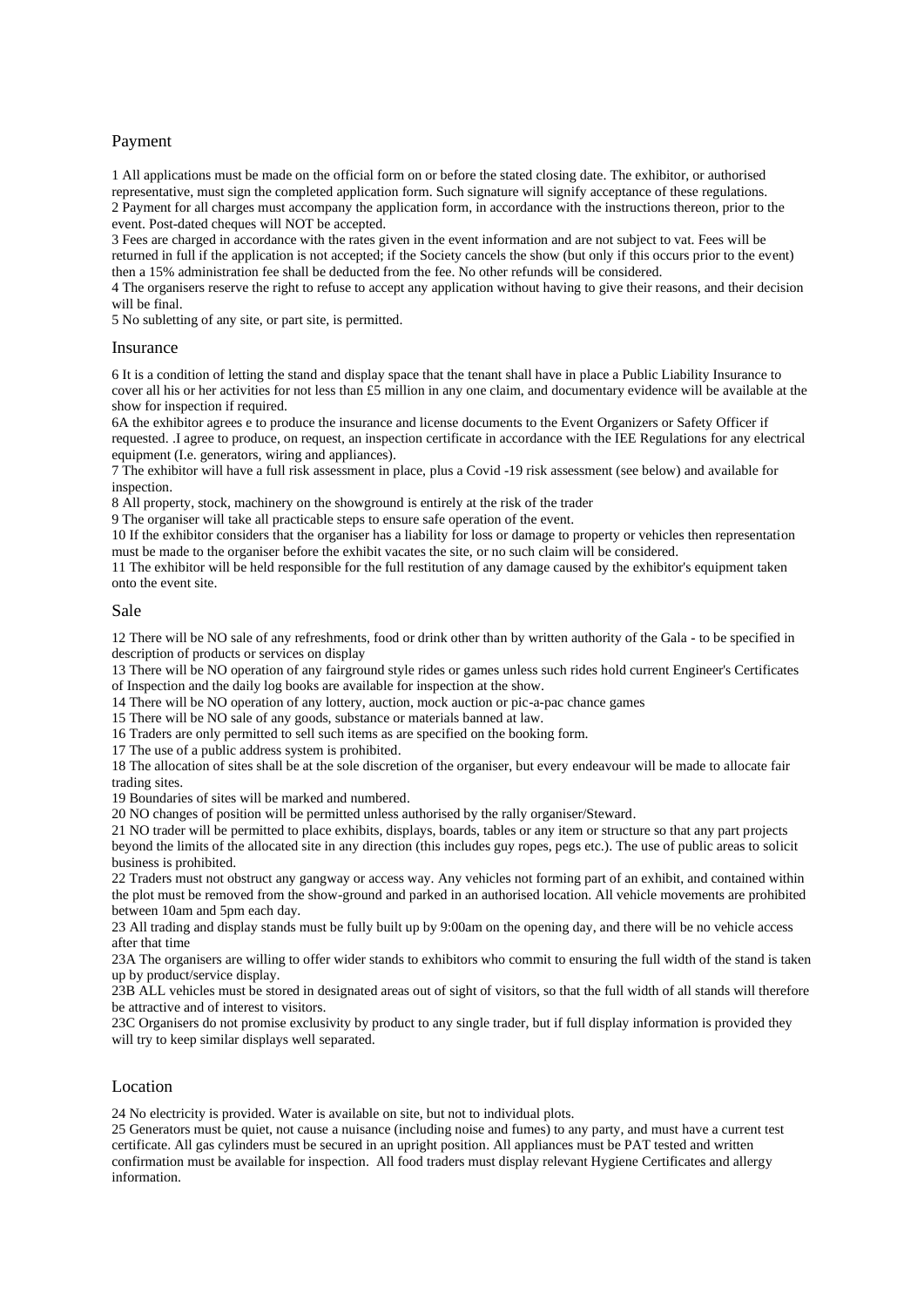## Payment

1 All applications must be made on the official form on or before the stated closing date. The exhibitor, or authorised representative, must sign the completed application form. Such signature will signify acceptance of these regulations.
2 Payment for all charges must accompany the application form, in accordance with the instructions thereon, prior to the event. Post-dated cheques will NOT be accepted.
3 Fees are charged in accordance with the rates given in the event information and are not subject to vat. Fees will be returned in full if the application is not accepted; if the Society cancels the show (but only if this occurs prior to the event) then a 15% administration fee shall be deducted from the fee. No other refunds will be considered.
4 The organisers reserve the right to refuse to accept any application without having to give their reasons, and their decision will be final.
5 No subletting of any site, or part site, is permitted.

## Insurance

6 It is a condition of letting the stand and display space that the tenant shall have in place a Public Liability Insurance to cover all his or her activities for not less than £5 million in any one claim, and documentary evidence will be available at the show for inspection if required.
6A the exhibitor agrees e to produce the insurance and license documents to the Event Organizers or Safety Officer if requested. .I agree to produce, on request, an inspection certificate in accordance with the IEE Regulations for any electrical equipment (I.e. generators, wiring and appliances).
7 The exhibitor will have a full risk assessment in place, plus a Covid -19 risk assessment (see below) and available for inspection.
8 All property, stock, machinery on the showground is entirely at the risk of the trader
9 The organiser will take all practicable steps to ensure safe operation of the event.
10 If the exhibitor considers that the organiser has a liability for loss or damage to property or vehicles then representation must be made to the organiser before the exhibit vacates the site, or no such claim will be considered.
11 The exhibitor will be held responsible for the full restitution of any damage caused by the exhibitor's equipment taken onto the event site.

## Sale

12 There will be NO sale of any refreshments, food or drink other than by written authority of the Gala - to be specified in description of products or services on display
13 There will be NO operation of any fairground style rides or games unless such rides hold current Engineer's Certificates of Inspection and the daily log books are available for inspection at the show.
14 There will be NO operation of any lottery, auction, mock auction or pic-a-pac chance games
15 There will be NO sale of any goods, substance or materials banned at law.
16 Traders are only permitted to sell such items as are specified on the booking form.
17 The use of a public address system is prohibited.
18 The allocation of sites shall be at the sole discretion of the organiser, but every endeavour will be made to allocate fair trading sites.
19 Boundaries of sites will be marked and numbered.
20 NO changes of position will be permitted unless authorised by the rally organiser/Steward.
21 NO trader will be permitted to place exhibits, displays, boards, tables or any item or structure so that any part projects beyond the limits of the allocated site in any direction (this includes guy ropes, pegs etc.). The use of public areas to solicit business is prohibited.
22 Traders must not obstruct any gangway or access way. Any vehicles not forming part of an exhibit, and contained within the plot must be removed from the show-ground and parked in an authorised location. All vehicle movements are prohibited between 10am and 5pm each day.
23 All trading and display stands must be fully built up by 9:00am on the opening day, and there will be no vehicle access after that time
23A The organisers are willing to offer wider stands to exhibitors who commit to ensuring the full width of the stand is taken up by product/service display.
23B ALL vehicles must be stored in designated areas out of sight of visitors, so that the full width of all stands will therefore be attractive and of interest to visitors.
23C Organisers do not promise exclusivity by product to any single trader, but if full display information is provided they will try to keep similar displays well separated.

## Location

24 No electricity is provided. Water is available on site, but not to individual plots.
25 Generators must be quiet, not cause a nuisance (including noise and fumes) to any party, and must have a current test certificate. All gas cylinders must be secured in an upright position. All appliances must be PAT tested and written confirmation must be available for inspection. All food traders must display relevant Hygiene Certificates and allergy information.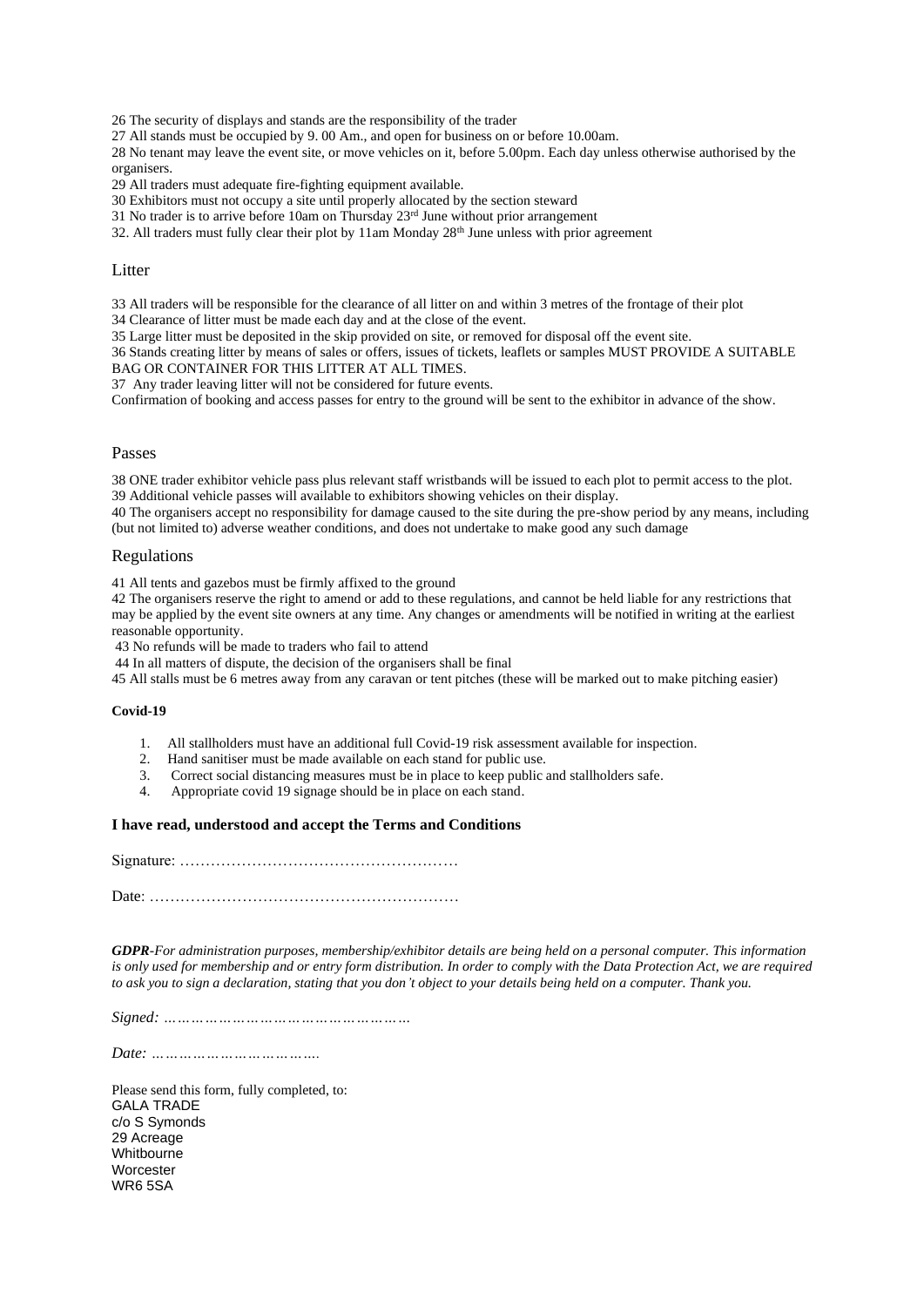26 The security of displays and stands are the responsibility of the trader

27 All stands must be occupied by 9. 00 Am., and open for business on or before 10.00am.

28 No tenant may leave the event site, or move vehicles on it, before 5.00pm. Each day unless otherwise authorised by the organisers.

29 All traders must adequate fire-fighting equipment available.

30 Exhibitors must not occupy a site until properly allocated by the section steward

31 No trader is to arrive before 10am on Thursday 23rd June without prior arrangement

32. All traders must fully clear their plot by 11am Monday 28th June unless with prior agreement

## Litter

33 All traders will be responsible for the clearance of all litter on and within 3 metres of the frontage of their plot

34 Clearance of litter must be made each day and at the close of the event.

35 Large litter must be deposited in the skip provided on site, or removed for disposal off the event site.

36 Stands creating litter by means of sales or offers, issues of tickets, leaflets or samples MUST PROVIDE A SUITABLE BAG OR CONTAINER FOR THIS LITTER AT ALL TIMES.

37 Any trader leaving litter will not be considered for future events.

Confirmation of booking and access passes for entry to the ground will be sent to the exhibitor in advance of the show.

## Passes

38 ONE trader exhibitor vehicle pass plus relevant staff wristbands will be issued to each plot to permit access to the plot.

39 Additional vehicle passes will available to exhibitors showing vehicles on their display.

40 The organisers accept no responsibility for damage caused to the site during the pre-show period by any means, including (but not limited to) adverse weather conditions, and does not undertake to make good any such damage

## Regulations

41 All tents and gazebos must be firmly affixed to the ground

42 The organisers reserve the right to amend or add to these regulations, and cannot be held liable for any restrictions that may be applied by the event site owners at any time. Any changes or amendments will be notified in writing at the earliest reasonable opportunity.

43 No refunds will be made to traders who fail to attend

44 In all matters of dispute, the decision of the organisers shall be final

45 All stalls must be 6 metres away from any caravan or tent pitches (these will be marked out to make pitching easier)

**Covid-19**

1. All stallholders must have an additional full Covid-19 risk assessment available for inspection.
2. Hand sanitiser must be made available on each stand for public use.
3. Correct social distancing measures must be in place to keep public and stallholders safe.
4. Appropriate covid 19 signage should be in place on each stand.

**I have read, understood and accept the Terms and Conditions**

Signature: ………………………………………………

Date: ……………………………………………………

***GDPR****-For administration purposes, membership/exhibitor details are being held on a personal computer. This information is only used for membership and or entry form distribution. In order to comply with the Data Protection Act, we are required to ask you to sign a declaration, stating that you don't object to your details being held on a computer. Thank you.*

*Signed: ……………………………………………*

*Date: …………………………….*

Please send this form, fully completed, to:

GALA TRADE
c/o S Symonds
29 Acreage
Whitbourne
Worcester
WR6 5SA